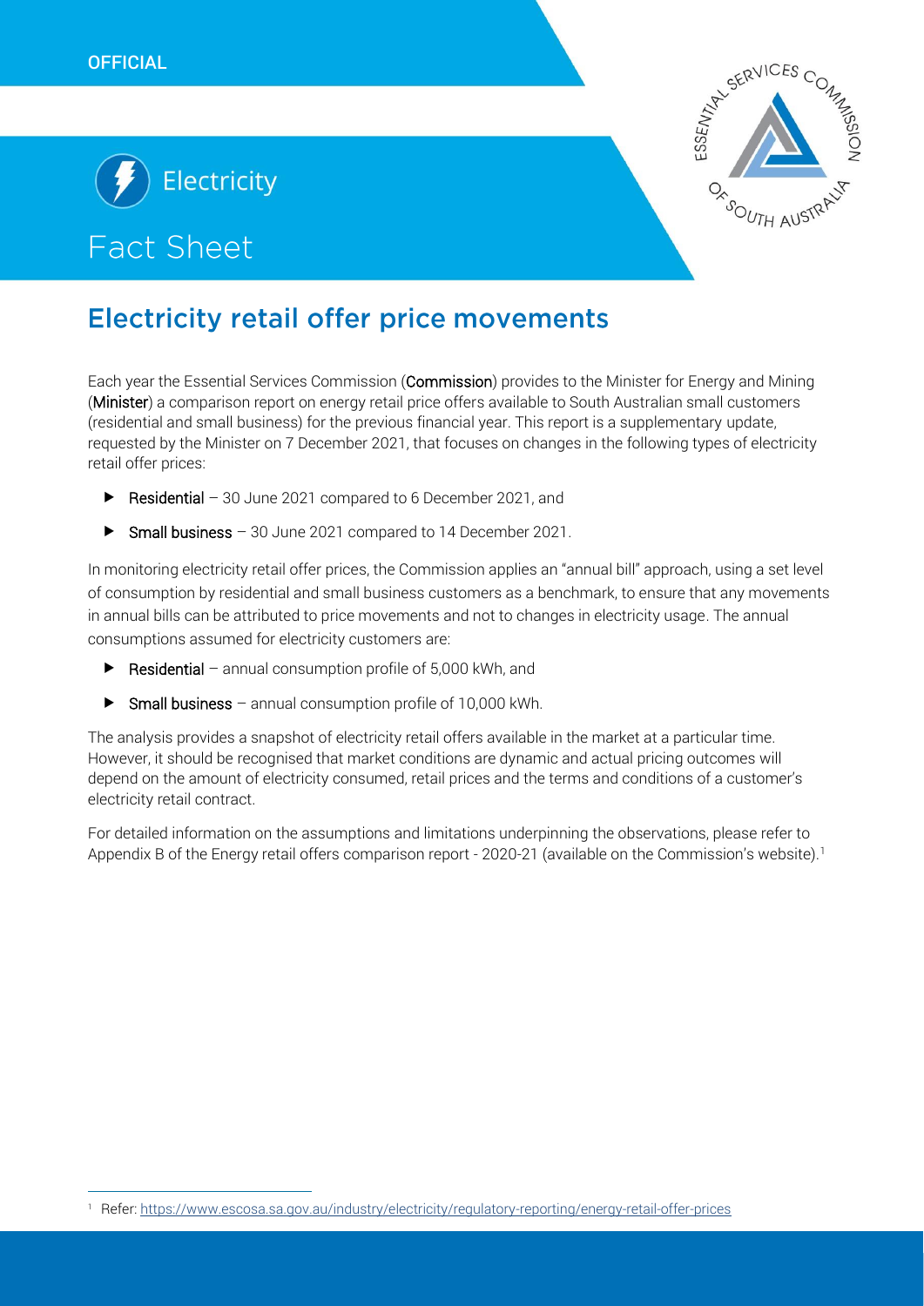OFFICIAL

Electricity

Fact Sheet

# Electricity retail offer price movements

Each year the Essential Services Commission (**Commission**) provides to the Minister for Energy and Mining (**Minister**) a comparison report on energy retail price offers available to South Australian small customers (residential and small business) for the previous financial year. This report is a supplementary update, requested by the Minister on 7 December 2021, that focuses on changes in the following types of electricity retail offer prices:

- **Residential** – 30 June 2021 compared to 6 December 2021, and
- **Small business** – 30 June 2021 compared to 14 December 2021.

In monitoring electricity retail offer prices, the Commission applies an "annual bill" approach, using a set level of consumption by residential and small business customers as a benchmark, to ensure that any movements in annual bills can be attributed to price movements and not to changes in electricity usage. The annual consumptions assumed for electricity customers are:

- **Residential** – annual consumption profile of 5,000 kWh, and
- **Small business** – annual consumption profile of 10,000 kWh.

The analysis provides a snapshot of electricity retail offers available in the market at a particular time. However, it should be recognised that market conditions are dynamic and actual pricing outcomes will depend on the amount of electricity consumed, retail prices and the terms and conditions of a customer's electricity retail contract.

For detailed information on the assumptions and limitations underpinning the observations, please refer to Appendix B of the Energy retail offers comparison report - 2020-21 (available on the Commission's website).[1]

[1] Refer: https://www.escosa.sa.gov.au/industry/electricity/regulatory-reporting/energy-retail-offer-prices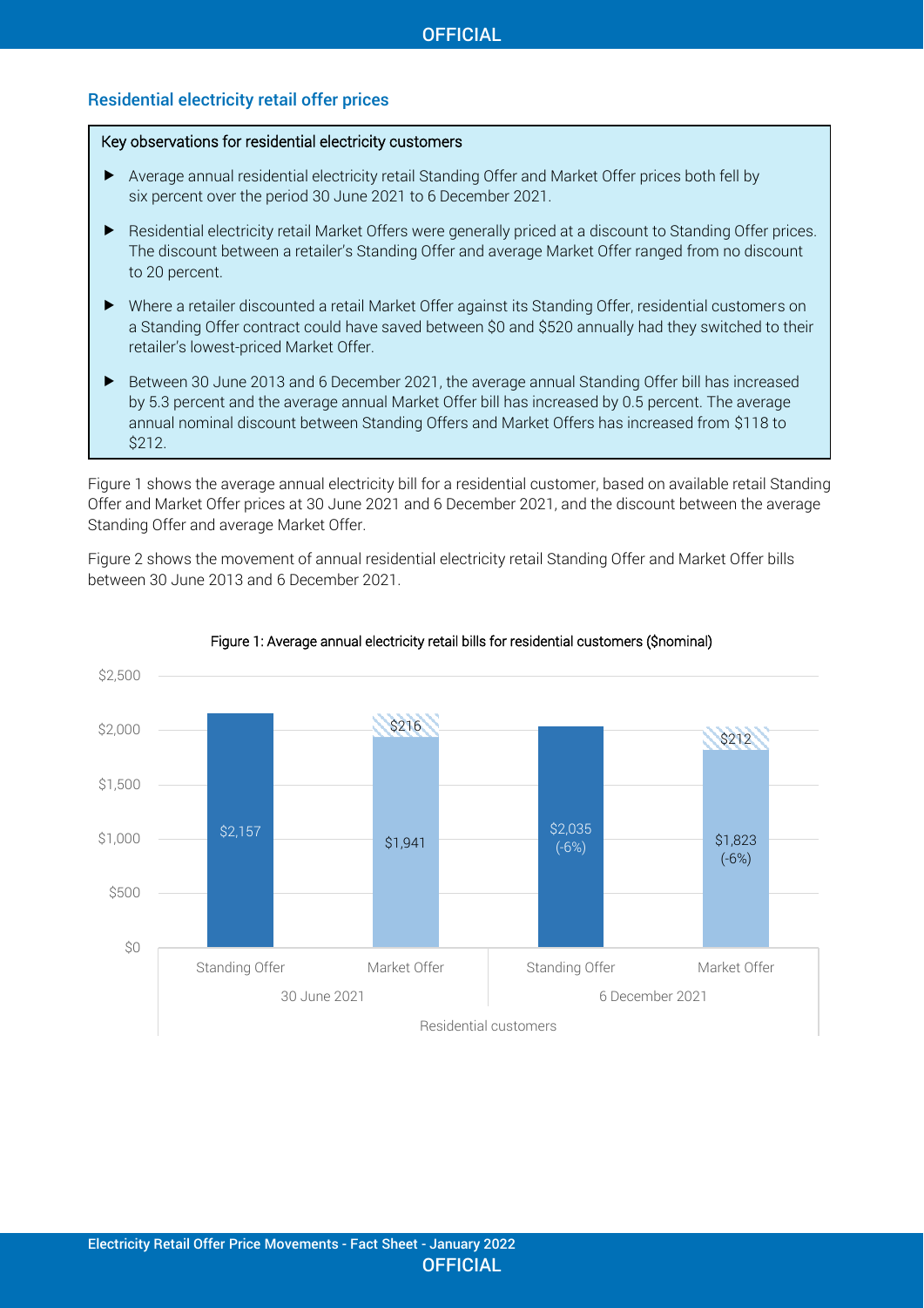## Residential electricity retail offer prices

**Key observations for residential electricity customers**

- Average annual residential electricity retail Standing Offer and Market Offer prices both fell by six percent over the period 30 June 2021 to 6 December 2021.
- Residential electricity retail Market Offers were generally priced at a discount to Standing Offer prices. The discount between a retailer's Standing Offer and average Market Offer ranged from no discount to 20 percent.
- Where a retailer discounted a retail Market Offer against its Standing Offer, residential customers on a Standing Offer contract could have saved between $0 and $520 annually had they switched to their retailer's lowest-priced Market Offer.
- Between 30 June 2013 and 6 December 2021, the average annual Standing Offer bill has increased by 5.3 percent and the average annual Market Offer bill has increased by 0.5 percent. The average annual nominal discount between Standing Offers and Market Offers has increased from $118 to $212.

Figure 1 shows the average annual electricity bill for a residential customer, based on available retail Standing Offer and Market Offer prices at 30 June 2021 and 6 December 2021, and the discount between the average Standing Offer and average Market Offer.

Figure 2 shows the movement of annual residential electricity retail Standing Offer and Market Offer bills between 30 June 2013 and 6 December 2021.

Figure 1: Average annual electricity retail bills for residential customers ($nominal)

$2,500
$2,000
$1,500
$1,000
$500
$0

$2,157
$216
$1,941
$2,035 (-6%)
$212
$1,823 (-6%)

Standing Offer
Market Offer
30 June 2021
Standing Offer
Market Offer
6 December 2021
Residential customers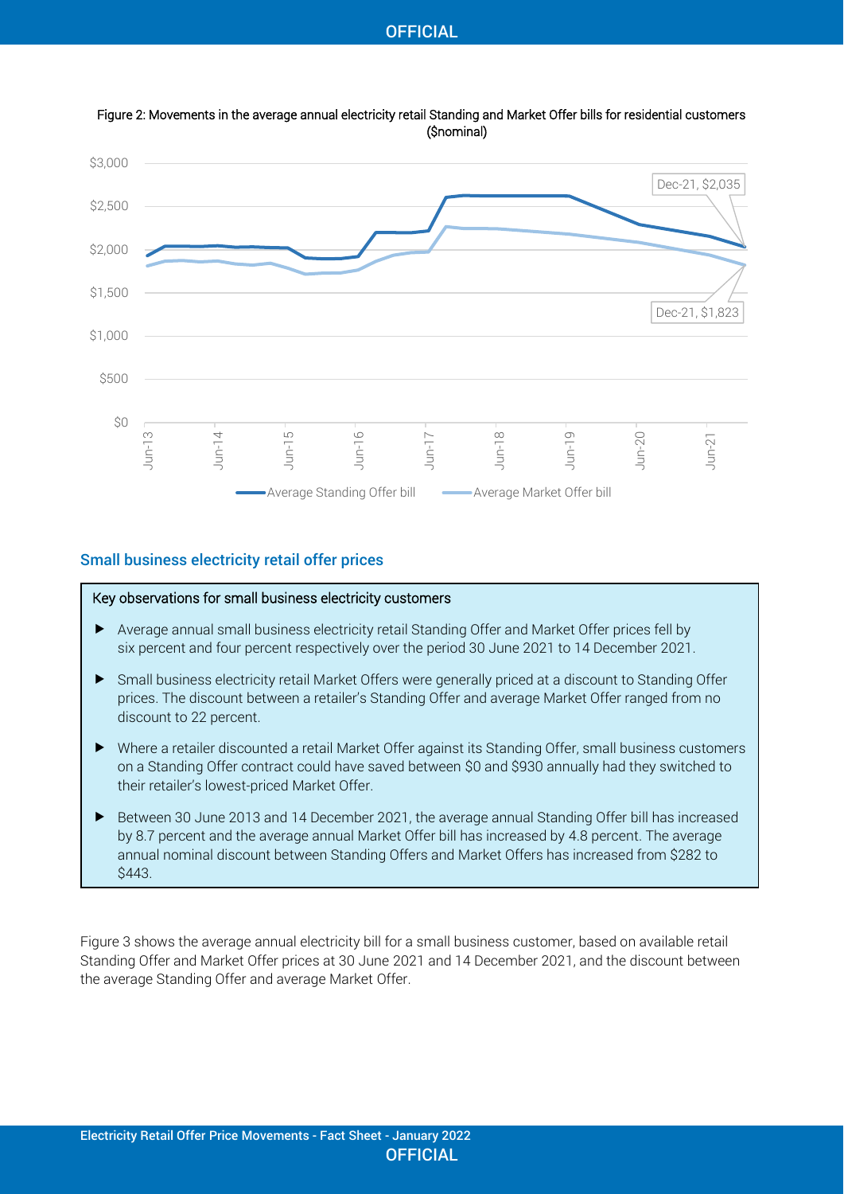Figure 2: Movements in the average annual electricity retail Standing and Market Offer bills for residential customers ($nominal)

$3,000
$2,500
$2,000
$1,500
$1,000
$500
$0

Jun-13
Jun-14
Jun-15
Jun-16
Jun-17
Jun-18
Jun-19
Jun-20
Jun-21

Dec-21, $2,035
Dec-21, $1,823

Average Standing Offer bill
Average Market Offer bill

## Small business electricity retail offer prices

**Key observations for small business electricity customers**

- Average annual small business electricity retail Standing Offer and Market Offer prices fell by six percent and four percent respectively over the period 30 June 2021 to 14 December 2021.
- Small business electricity retail Market Offers were generally priced at a discount to Standing Offer prices. The discount between a retailer's Standing Offer and average Market Offer ranged from no discount to 22 percent.
- Where a retailer discounted a retail Market Offer against its Standing Offer, small business customers on a Standing Offer contract could have saved between $0 and $930 annually had they switched to their retailer's lowest-priced Market Offer.
- Between 30 June 2013 and 14 December 2021, the average annual Standing Offer bill has increased by 8.7 percent and the average annual Market Offer bill has increased by 4.8 percent. The average annual nominal discount between Standing Offers and Market Offers has increased from $282 to $443.

Figure 3 shows the average annual electricity bill for a small business customer, based on available retail Standing Offer and Market Offer prices at 30 June 2021 and 14 December 2021, and the discount between the average Standing Offer and average Market Offer.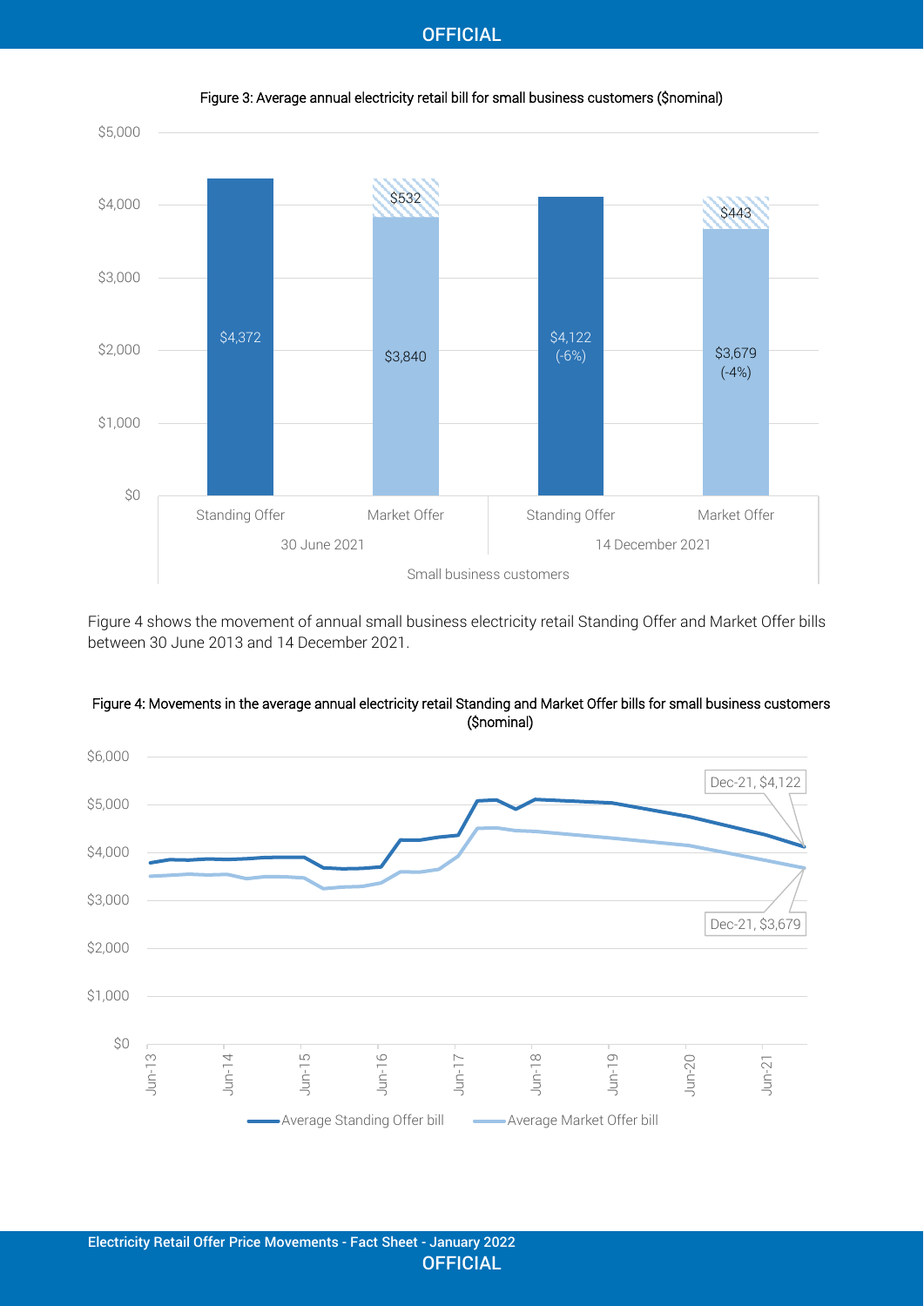Figure 3: Average annual electricity retail bill for small business customers ($nominal)

$5,000
$4,000
$3,000
$2,000
$1,000
$0

$4,372
$532
$3,840
$4,122 (-6%)
$443
$3,679 (-4%)

Standing Offer
Market Offer
Standing Offer
Market Offer
30 June 2021
14 December 2021
Small business customers

Figure 4 shows the movement of annual small business electricity retail Standing Offer and Market Offer bills between 30 June 2013 and 14 December 2021.

Figure 4: Movements in the average annual electricity retail Standing and Market Offer bills for small business customers ($nominal)

$6,000
$5,000
$4,000
$3,000
$2,000
$1,000
$0

Dec-21, $4,122
Dec-21, $3,679

Jun-13
Jun-14
Jun-15
Jun-16
Jun-17
Jun-18
Jun-19
Jun-20
Jun-21

Average Standing Offer bill
Average Market Offer bill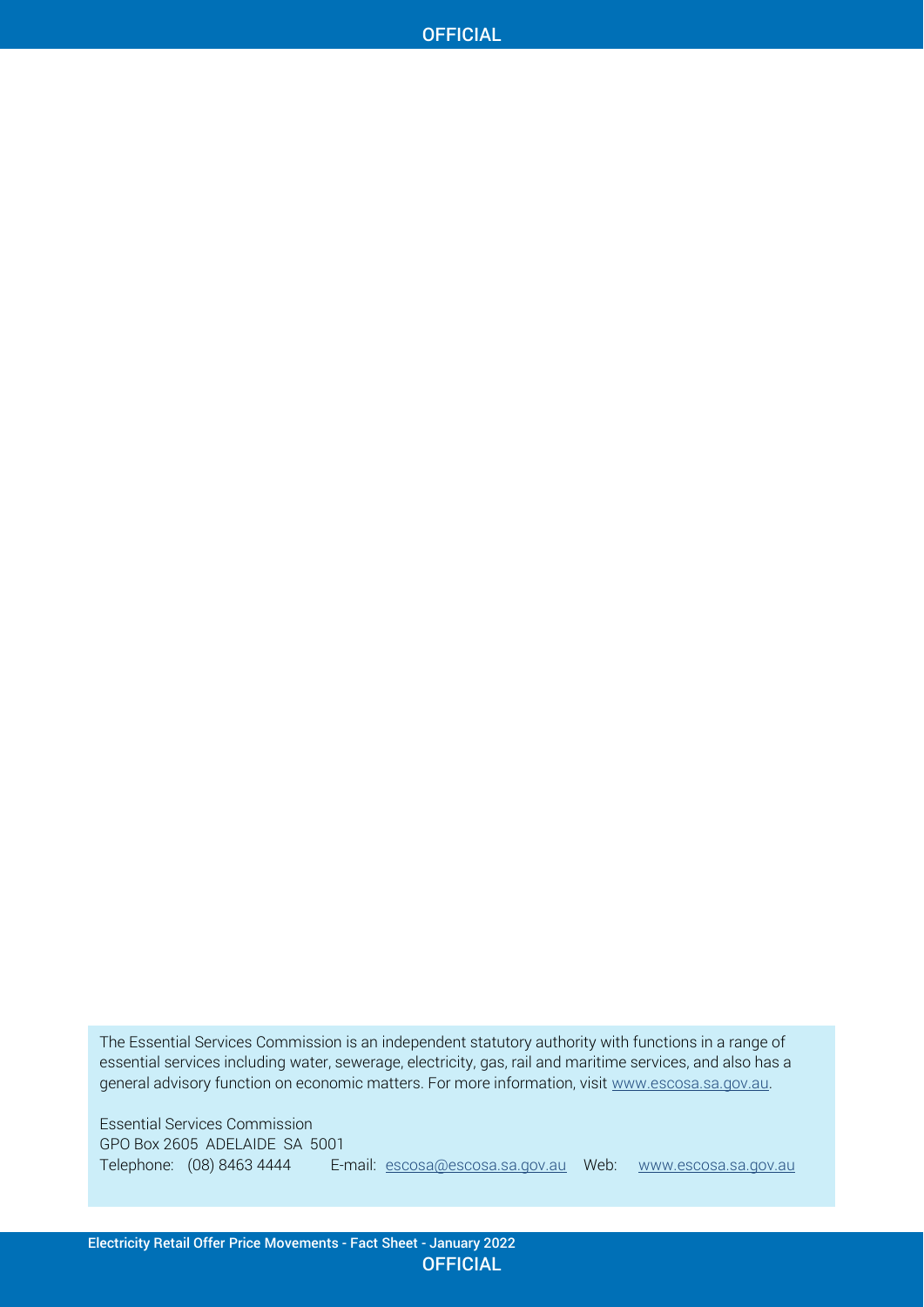The Essential Services Commission is an independent statutory authority with functions in a range of essential services including water, sewerage, electricity, gas, rail and maritime services, and also has a general advisory function on economic matters. For more information, visit www.escosa.sa.gov.au.

Essential Services Commission
GPO Box 2605 ADELAIDE SA 5001
Telephone: (08) 8463 4444 E-mail: escosa@escosa.sa.gov.au Web: www.escosa.sa.gov.au